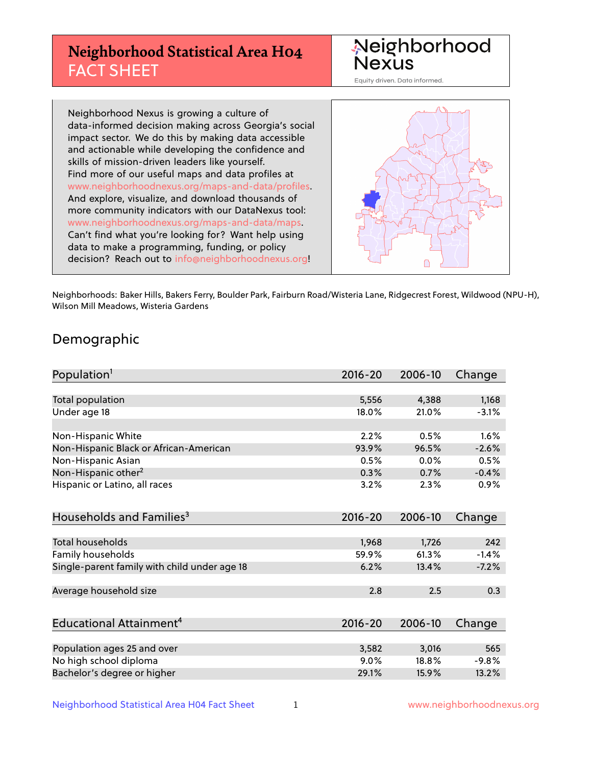# Neighborhood Statistical Area H04 FACT SHEET

Neighborhood Nexus

Equity driven. Data informed.

Neighborhood Nexus is growing a culture of data-informed decision making across Georgia's social impact sector. We do this by making data accessible and actionable while developing the confidence and skills of mission-driven leaders like yourself. Find more of our useful maps and data profiles at www.neighborhoodnexus.org/maps-and-data/profiles. And explore, visualize, and download thousands of more community indicators with our DataNexus tool: www.neighborhoodnexus.org/maps-and-data/maps. Can't find what you're looking for? Want help using data to make a programming, funding, or policy decision? Reach out to info@neighborhoodnexus.org!

Neighborhoods: Baker Hills, Bakers Ferry, Boulder Park, Fairburn Road/Wisteria Lane, Ridgecrest Forest, Wildwood (NPU-H), Wilson Mill Meadows, Wisteria Gardens

## Demographic

| Population[1] | 2016-20 | 2006-10 | Change |
|---|---|---|---|
| Total population | 5,556 | 4,388 | 1,168 |
| Under age 18 | 18.0% | 21.0% | -3.1% |
| | | | |
| Non-Hispanic White | 2.2% | 0.5% | 1.6% |
| Non-Hispanic Black or African-American | 93.9% | 96.5% | -2.6% |
| Non-Hispanic Asian | 0.5% | 0.0% | 0.5% |
| Non-Hispanic other[2] | 0.3% | 0.7% | -0.4% |
| Hispanic or Latino, all races | 3.2% | 2.3% | 0.9% |

| Households and Families[3] | 2016-20 | 2006-10 | Change |
|---|---|---|---|
| Total households | 1,968 | 1,726 | 242 |
| Family households | 59.9% | 61.3% | -1.4% |
| Single-parent family with child under age 18 | 6.2% | 13.4% | -7.2% |
| Average household size | 2.8 | 2.5 | 0.3 |

| Educational Attainment[4] | 2016-20 | 2006-10 | Change |
|---|---|---|---|
| Population ages 25 and over | 3,582 | 3,016 | 565 |
| No high school diploma | 9.0% | 18.8% | -9.8% |
| Bachelor's degree or higher | 29.1% | 15.9% | 13.2% |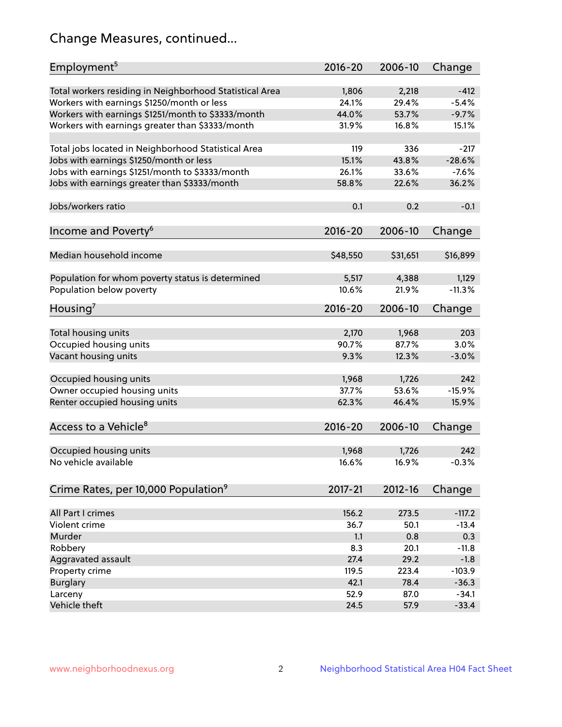# Change Measures, continued...

| Employment[5] | 2016-20 | 2006-10 | Change |
|---|---|---|---|
| Total workers residing in Neighborhood Statistical Area | 1,806 | 2,218 | -412 |
| Workers with earnings $1250/month or less | 24.1% | 29.4% | -5.4% |
| Workers with earnings $1251/month to $3333/month | 44.0% | 53.7% | -9.7% |
| Workers with earnings greater than $3333/month | 31.9% | 16.8% | 15.1% |
| | | | |
| Total jobs located in Neighborhood Statistical Area | 119 | 336 | -217 |
| Jobs with earnings $1250/month or less | 15.1% | 43.8% | -28.6% |
| Jobs with earnings $1251/month to $3333/month | 26.1% | 33.6% | -7.6% |
| Jobs with earnings greater than $3333/month | 58.8% | 22.6% | 36.2% |
| | | | |
| Jobs/workers ratio | 0.1 | 0.2 | -0.1 |

| Income and Poverty[6] | 2016-20 | 2006-10 | Change |
|---|---|---|---|
| Median household income | $48,550 | $31,651 | $16,899 |
| | | | |
| Population for whom poverty status is determined | 5,517 | 4,388 | 1,129 |
| Population below poverty | 10.6% | 21.9% | -11.3% |

| Housing[7] | 2016-20 | 2006-10 | Change |
|---|---|---|---|
| Total housing units | 2,170 | 1,968 | 203 |
| Occupied housing units | 90.7% | 87.7% | 3.0% |
| Vacant housing units | 9.3% | 12.3% | -3.0% |
| | | | |
| Occupied housing units | 1,968 | 1,726 | 242 |
| Owner occupied housing units | 37.7% | 53.6% | -15.9% |
| Renter occupied housing units | 62.3% | 46.4% | 15.9% |

| Access to a Vehicle[8] | 2016-20 | 2006-10 | Change |
|---|---|---|---|
| Occupied housing units | 1,968 | 1,726 | 242 |
| No vehicle available | 16.6% | 16.9% | -0.3% |

| Crime Rates, per 10,000 Population[9] | 2017-21 | 2012-16 | Change |
|---|---|---|---|
| All Part I crimes | 156.2 | 273.5 | -117.2 |
| Violent crime | 36.7 | 50.1 | -13.4 |
| Murder | 1.1 | 0.8 | 0.3 |
| Robbery | 8.3 | 20.1 | -11.8 |
| Aggravated assault | 27.4 | 29.2 | -1.8 |
| Property crime | 119.5 | 223.4 | -103.9 |
| Burglary | 42.1 | 78.4 | -36.3 |
| Larceny | 52.9 | 87.0 | -34.1 |
| Vehicle theft | 24.5 | 57.9 | -33.4 |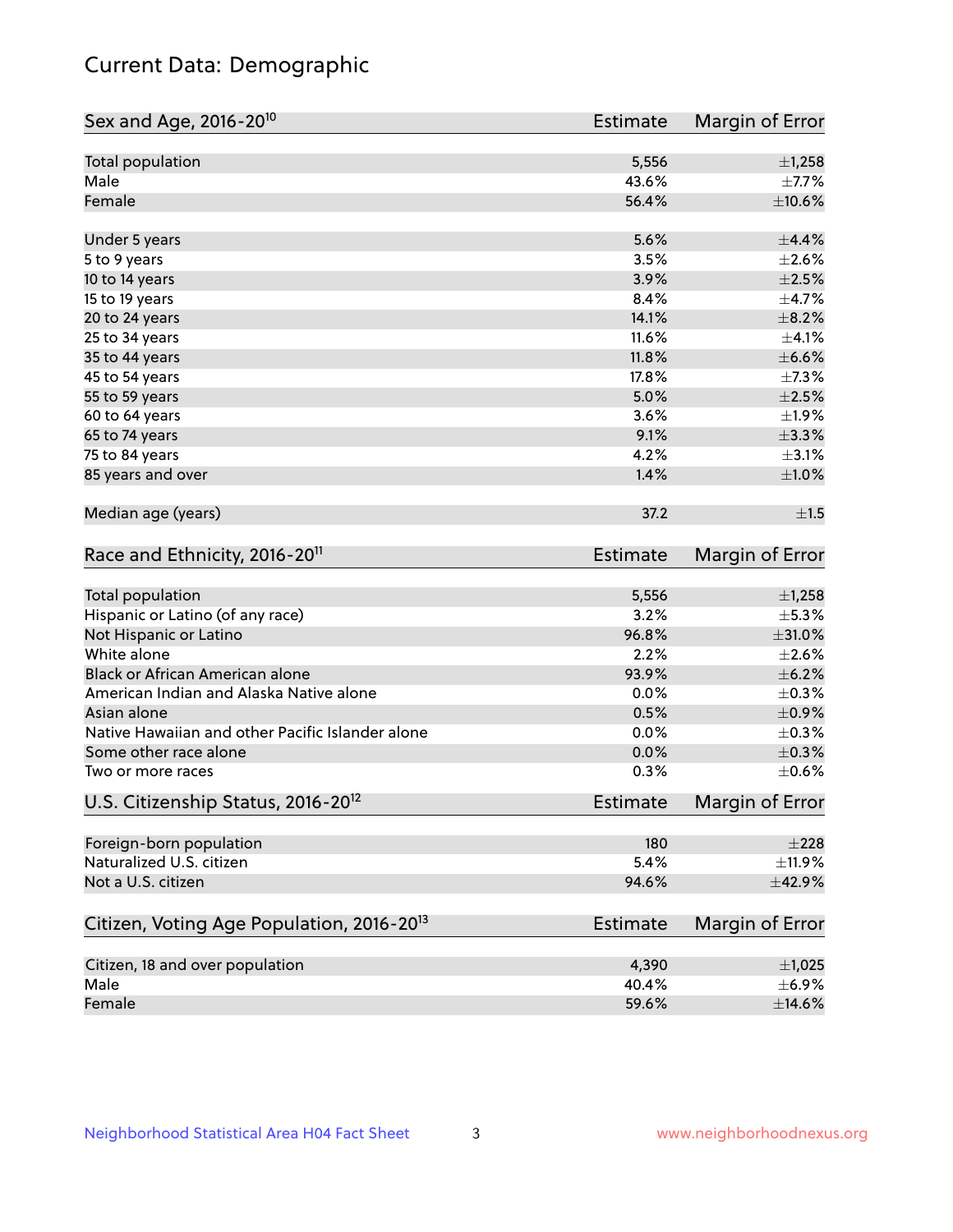# Current Data: Demographic

| Sex and Age, 2016-20[10] | Estimate | Margin of Error |
|---|---|---|
| Total population | 5,556 | ±1,258 |
| Male | 43.6% | ±7.7% |
| Female | 56.4% | ±10.6% |
| | | |
| Under 5 years | 5.6% | ±4.4% |
| 5 to 9 years | 3.5% | ±2.6% |
| 10 to 14 years | 3.9% | ±2.5% |
| 15 to 19 years | 8.4% | ±4.7% |
| 20 to 24 years | 14.1% | ±8.2% |
| 25 to 34 years | 11.6% | ±4.1% |
| 35 to 44 years | 11.8% | ±6.6% |
| 45 to 54 years | 17.8% | ±7.3% |
| 55 to 59 years | 5.0% | ±2.5% |
| 60 to 64 years | 3.6% | ±1.9% |
| 65 to 74 years | 9.1% | ±3.3% |
| 75 to 84 years | 4.2% | ±3.1% |
| 85 years and over | 1.4% | ±1.0% |
| | | |
| Median age (years) | 37.2 | ±1.5 |

| Race and Ethnicity, 2016-20[11] | Estimate | Margin of Error |
|---|---|---|
| Total population | 5,556 | ±1,258 |
| Hispanic or Latino (of any race) | 3.2% | ±5.3% |
| Not Hispanic or Latino | 96.8% | ±31.0% |
| White alone | 2.2% | ±2.6% |
| Black or African American alone | 93.9% | ±6.2% |
| American Indian and Alaska Native alone | 0.0% | ±0.3% |
| Asian alone | 0.5% | ±0.9% |
| Native Hawaiian and other Pacific Islander alone | 0.0% | ±0.3% |
| Some other race alone | 0.0% | ±0.3% |
| Two or more races | 0.3% | ±0.6% |

| U.S. Citizenship Status, 2016-20[12] | Estimate | Margin of Error |
|---|---|---|
| Foreign-born population | 180 | ±228 |
| Naturalized U.S. citizen | 5.4% | ±11.9% |
| Not a U.S. citizen | 94.6% | ±42.9% |

| Citizen, Voting Age Population, 2016-20[13] | Estimate | Margin of Error |
|---|---|---|
| Citizen, 18 and over population | 4,390 | ±1,025 |
| Male | 40.4% | ±6.9% |
| Female | 59.6% | ±14.6% |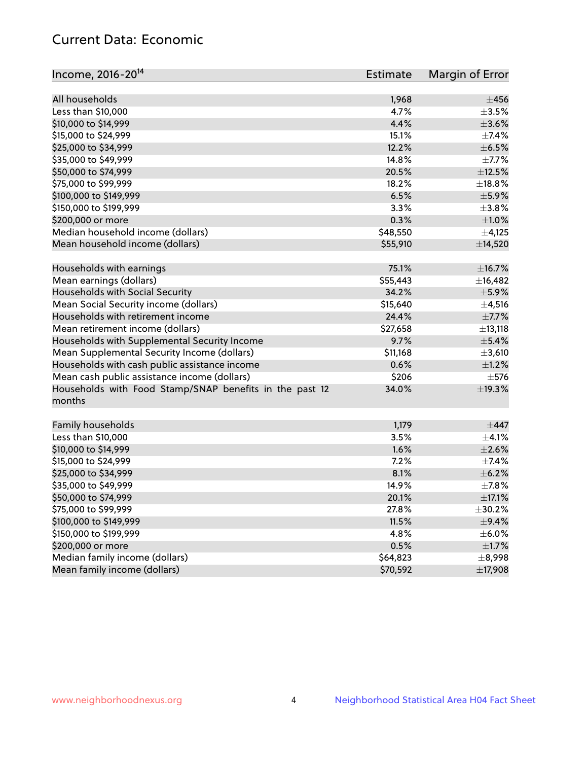## Current Data: Economic

| Income, 2016-20[14] | Estimate | Margin of Error |
|---|---|---|
| All households | 1,968 | ±456 |
| Less than $10,000 | 4.7% | ±3.5% |
| $10,000 to $14,999 | 4.4% | ±3.6% |
| $15,000 to $24,999 | 15.1% | ±7.4% |
| $25,000 to $34,999 | 12.2% | ±6.5% |
| $35,000 to $49,999 | 14.8% | ±7.7% |
| $50,000 to $74,999 | 20.5% | ±12.5% |
| $75,000 to $99,999 | 18.2% | ±18.8% |
| $100,000 to $149,999 | 6.5% | ±5.9% |
| $150,000 to $199,999 | 3.3% | ±3.8% |
| $200,000 or more | 0.3% | ±1.0% |
| Median household income (dollars) | $48,550 | ±4,125 |
| Mean household income (dollars) | $55,910 | ±14,520 |
| | | |
| Households with earnings | 75.1% | ±16.7% |
| Mean earnings (dollars) | $55,443 | ±16,482 |
| Households with Social Security | 34.2% | ±5.9% |
| Mean Social Security income (dollars) | $15,640 | ±4,516 |
| Households with retirement income | 24.4% | ±7.7% |
| Mean retirement income (dollars) | $27,658 | ±13,118 |
| Households with Supplemental Security Income | 9.7% | ±5.4% |
| Mean Supplemental Security Income (dollars) | $11,168 | ±3,610 |
| Households with cash public assistance income | 0.6% | ±1.2% |
| Mean cash public assistance income (dollars) | $206 | ±576 |
| Households with Food Stamp/SNAP benefits in the past 12 months | 34.0% | ±19.3% |
| | | |
| Family households | 1,179 | ±447 |
| Less than $10,000 | 3.5% | ±4.1% |
| $10,000 to $14,999 | 1.6% | ±2.6% |
| $15,000 to $24,999 | 7.2% | ±7.4% |
| $25,000 to $34,999 | 8.1% | ±6.2% |
| $35,000 to $49,999 | 14.9% | ±7.8% |
| $50,000 to $74,999 | 20.1% | ±17.1% |
| $75,000 to $99,999 | 27.8% | ±30.2% |
| $100,000 to $149,999 | 11.5% | ±9.4% |
| $150,000 to $199,999 | 4.8% | ±6.0% |
| $200,000 or more | 0.5% | ±1.7% |
| Median family income (dollars) | $64,823 | ±8,998 |
| Mean family income (dollars) | $70,592 | ±17,908 |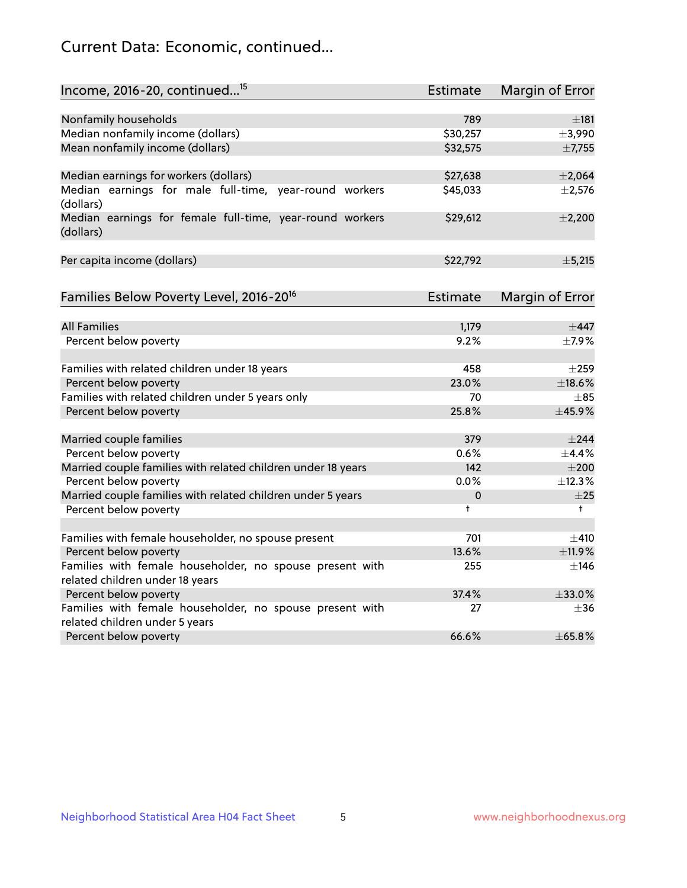# Current Data: Economic, continued...

| Income, 2016-20, continued...[15] | Estimate | Margin of Error |
|---|---|---|
| Nonfamily households | 789 | ±181 |
| Median nonfamily income (dollars) | $30,257 | ±3,990 |
| Mean nonfamily income (dollars) | $32,575 | ±7,755 |
| | | |
| Median earnings for workers (dollars) | $27,638 | ±2,064 |
| Median earnings for male full-time, year-round workers (dollars) | $45,033 | ±2,576 |
| Median earnings for female full-time, year-round workers (dollars) | $29,612 | ±2,200 |
| | | |
| Per capita income (dollars) | $22,792 | ±5,215 |

| Families Below Poverty Level, 2016-20[16] | Estimate | Margin of Error |
|---|---|---|
| All Families | 1,179 | ±447 |
| Percent below poverty | 9.2% | ±7.9% |
| | | |
| Families with related children under 18 years | 458 | ±259 |
| Percent below poverty | 23.0% | ±18.6% |
| Families with related children under 5 years only | 70 | ±85 |
| Percent below poverty | 25.8% | ±45.9% |
| | | |
| Married couple families | 379 | ±244 |
| Percent below poverty | 0.6% | ±4.4% |
| Married couple families with related children under 18 years | 142 | ±200 |
| Percent below poverty | 0.0% | ±12.3% |
| Married couple families with related children under 5 years | 0 | ±25 |
| Percent below poverty | † | † |
| | | |
| Families with female householder, no spouse present | 701 | ±410 |
| Percent below poverty | 13.6% | ±11.9% |
| Families with female householder, no spouse present with related children under 18 years | 255 | ±146 |
| Percent below poverty | 37.4% | ±33.0% |
| Families with female householder, no spouse present with related children under 5 years | 27 | ±36 |
| Percent below poverty | 66.6% | ±65.8% |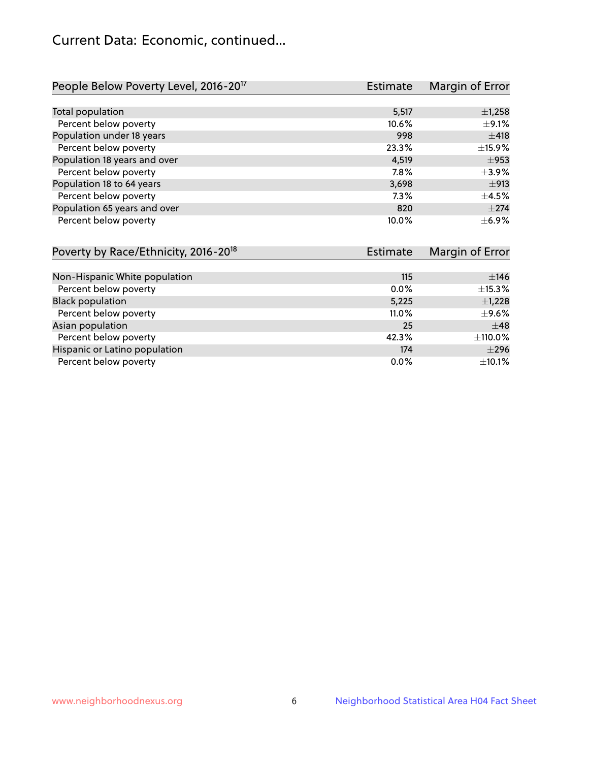## Current Data: Economic, continued...

| People Below Poverty Level, 2016-20[17] | Estimate | Margin of Error |
|---|---|---|
| Total population | 5,517 | ±1,258 |
| Percent below poverty | 10.6% | ±9.1% |
| Population under 18 years | 998 | ±418 |
| Percent below poverty | 23.3% | ±15.9% |
| Population 18 years and over | 4,519 | ±953 |
| Percent below poverty | 7.8% | ±3.9% |
| Population 18 to 64 years | 3,698 | ±913 |
| Percent below poverty | 7.3% | ±4.5% |
| Population 65 years and over | 820 | ±274 |
| Percent below poverty | 10.0% | ±6.9% |

| Poverty by Race/Ethnicity, 2016-20[18] | Estimate | Margin of Error |
|---|---|---|
| Non-Hispanic White population | 115 | ±146 |
| Percent below poverty | 0.0% | ±15.3% |
| Black population | 5,225 | ±1,228 |
| Percent below poverty | 11.0% | ±9.6% |
| Asian population | 25 | ±48 |
| Percent below poverty | 42.3% | ±110.0% |
| Hispanic or Latino population | 174 | ±296 |
| Percent below poverty | 0.0% | ±10.1% |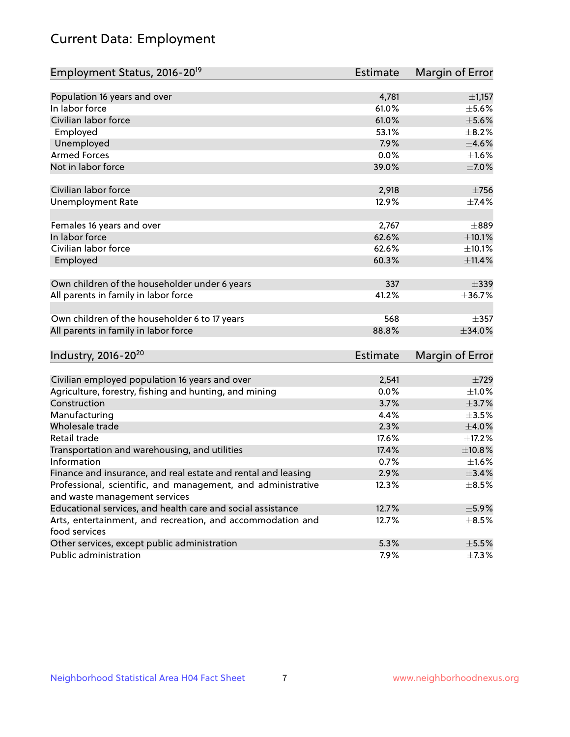## Current Data: Employment

| Employment Status, 2016-20[19] | Estimate | Margin of Error |
|---|---|---|
| Population 16 years and over | 4,781 | ±1,157 |
| In labor force | 61.0% | ±5.6% |
| Civilian labor force | 61.0% | ±5.6% |
| Employed | 53.1% | ±8.2% |
| Unemployed | 7.9% | ±4.6% |
| Armed Forces | 0.0% | ±1.6% |
| Not in labor force | 39.0% | ±7.0% |
| | | |
| Civilian labor force | 2,918 | ±756 |
| Unemployment Rate | 12.9% | ±7.4% |
| | | |
| Females 16 years and over | 2,767 | ±889 |
| In labor force | 62.6% | ±10.1% |
| Civilian labor force | 62.6% | ±10.1% |
| Employed | 60.3% | ±11.4% |
| | | |
| Own children of the householder under 6 years | 337 | ±339 |
| All parents in family in labor force | 41.2% | ±36.7% |
| | | |
| Own children of the householder 6 to 17 years | 568 | ±357 |
| All parents in family in labor force | 88.8% | ±34.0% |

| Industry, 2016-20[20] | Estimate | Margin of Error |
|---|---|---|
| Civilian employed population 16 years and over | 2,541 | ±729 |
| Agriculture, forestry, fishing and hunting, and mining | 0.0% | ±1.0% |
| Construction | 3.7% | ±3.7% |
| Manufacturing | 4.4% | ±3.5% |
| Wholesale trade | 2.3% | ±4.0% |
| Retail trade | 17.6% | ±17.2% |
| Transportation and warehousing, and utilities | 17.4% | ±10.8% |
| Information | 0.7% | ±1.6% |
| Finance and insurance, and real estate and rental and leasing | 2.9% | ±3.4% |
| Professional, scientific, and management, and administrative and waste management services | 12.3% | ±8.5% |
| Educational services, and health care and social assistance | 12.7% | ±5.9% |
| Arts, entertainment, and recreation, and accommodation and food services | 12.7% | ±8.5% |
| Other services, except public administration | 5.3% | ±5.5% |
| Public administration | 7.9% | ±7.3% |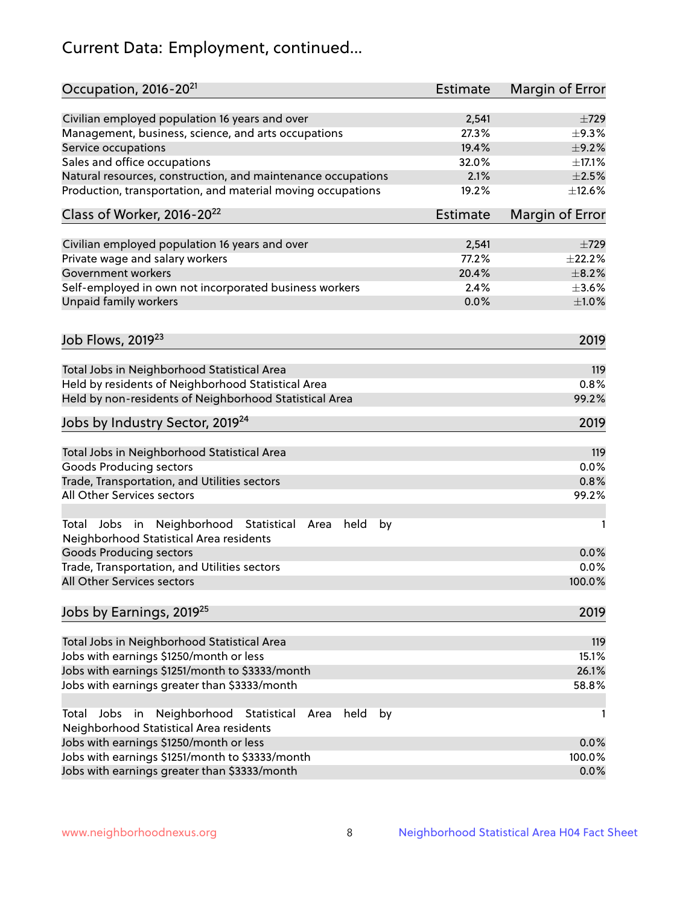# Current Data: Employment, continued...

| Occupation, 2016-20[21] | Estimate | Margin of Error |
|---|---|---|
| Civilian employed population 16 years and over | 2,541 | ±729 |
| Management, business, science, and arts occupations | 27.3% | ±9.3% |
| Service occupations | 19.4% | ±9.2% |
| Sales and office occupations | 32.0% | ±17.1% |
| Natural resources, construction, and maintenance occupations | 2.1% | ±2.5% |
| Production, transportation, and material moving occupations | 19.2% | ±12.6% |

| Class of Worker, 2016-20[22] | Estimate | Margin of Error |
|---|---|---|
| Civilian employed population 16 years and over | 2,541 | ±729 |
| Private wage and salary workers | 77.2% | ±22.2% |
| Government workers | 20.4% | ±8.2% |
| Self-employed in own not incorporated business workers | 2.4% | ±3.6% |
| Unpaid family workers | 0.0% | ±1.0% |

| Job Flows, 2019[23] | 2019 |
|---|---|
| Total Jobs in Neighborhood Statistical Area | 119 |
| Held by residents of Neighborhood Statistical Area | 0.8% |
| Held by non-residents of Neighborhood Statistical Area | 99.2% |

| Jobs by Industry Sector, 2019[24] | 2019 |
|---|---|
| Total Jobs in Neighborhood Statistical Area | 119 |
| Goods Producing sectors | 0.0% |
| Trade, Transportation, and Utilities sectors | 0.8% |
| All Other Services sectors | 99.2% |
| Total Jobs in Neighborhood Statistical Area held by Neighborhood Statistical Area residents | 1 |
| Goods Producing sectors | 0.0% |
| Trade, Transportation, and Utilities sectors | 0.0% |
| All Other Services sectors | 100.0% |

| Jobs by Earnings, 2019[25] | 2019 |
|---|---|
| Total Jobs in Neighborhood Statistical Area | 119 |
| Jobs with earnings $1250/month or less | 15.1% |
| Jobs with earnings $1251/month to $3333/month | 26.1% |
| Jobs with earnings greater than $3333/month | 58.8% |
| Total Jobs in Neighborhood Statistical Area held by Neighborhood Statistical Area residents | 1 |
| Jobs with earnings $1250/month or less | 0.0% |
| Jobs with earnings $1251/month to $3333/month | 100.0% |
| Jobs with earnings greater than $3333/month | 0.0% |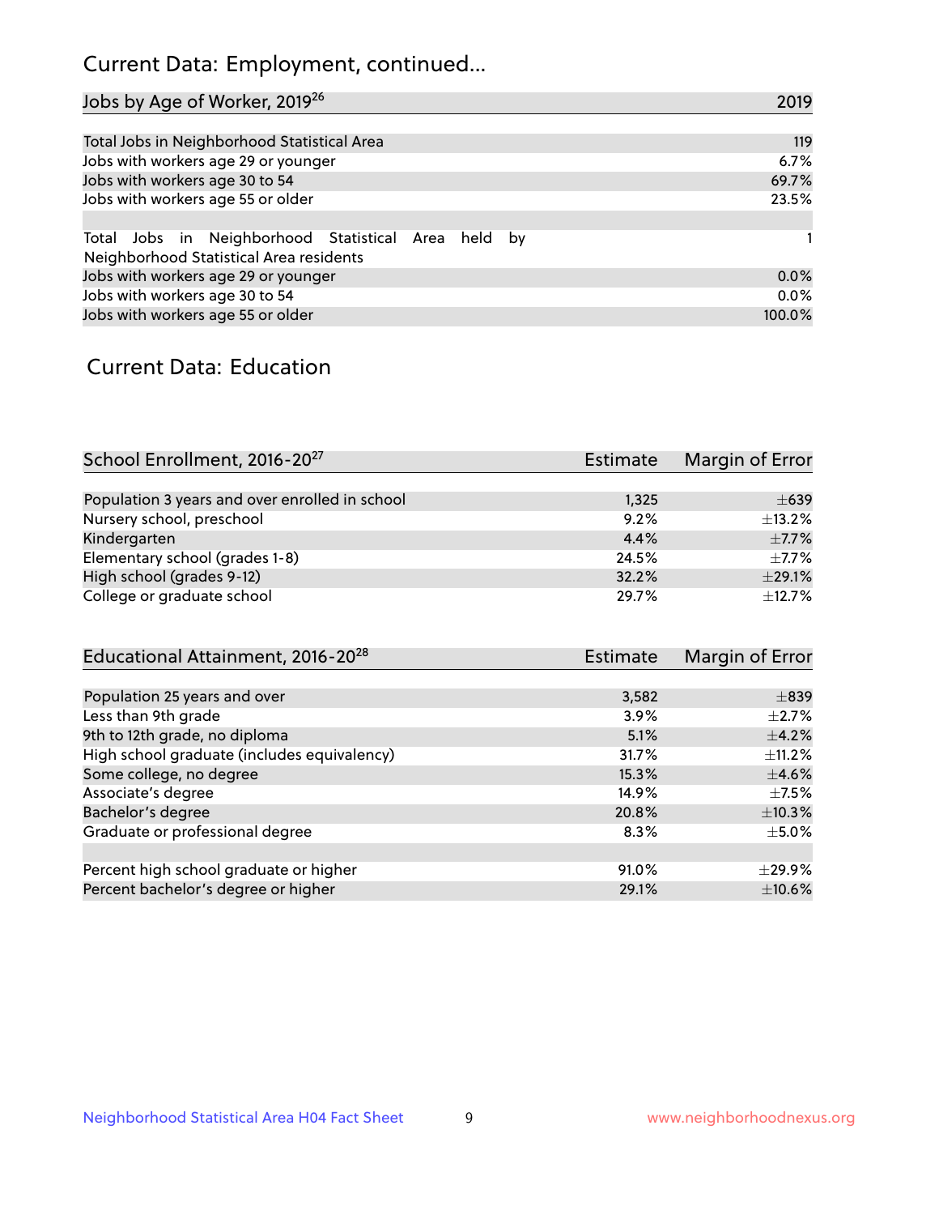# Current Data: Employment, continued...

| Jobs by Age of Worker, 2019[26] | 2019 |
|---|---|
| Total Jobs in Neighborhood Statistical Area | 119 |
| Jobs with workers age 29 or younger | 6.7% |
| Jobs with workers age 30 to 54 | 69.7% |
| Jobs with workers age 55 or older | 23.5% |
| | |
| Total Jobs in Neighborhood Statistical Area held by Neighborhood Statistical Area residents | 1 |
| Jobs with workers age 29 or younger | 0.0% |
| Jobs with workers age 30 to 54 | 0.0% |
| Jobs with workers age 55 or older | 100.0% |

## Current Data: Education

| School Enrollment, 2016-20[27] | Estimate | Margin of Error |
|---|---|---|
| Population 3 years and over enrolled in school | 1,325 | ±639 |
| Nursery school, preschool | 9.2% | ±13.2% |
| Kindergarten | 4.4% | ±7.7% |
| Elementary school (grades 1-8) | 24.5% | ±7.7% |
| High school (grades 9-12) | 32.2% | ±29.1% |
| College or graduate school | 29.7% | ±12.7% |

| Educational Attainment, 2016-20[28] | Estimate | Margin of Error |
|---|---|---|
| Population 25 years and over | 3,582 | ±839 |
| Less than 9th grade | 3.9% | ±2.7% |
| 9th to 12th grade, no diploma | 5.1% | ±4.2% |
| High school graduate (includes equivalency) | 31.7% | ±11.2% |
| Some college, no degree | 15.3% | ±4.6% |
| Associate's degree | 14.9% | ±7.5% |
| Bachelor's degree | 20.8% | ±10.3% |
| Graduate or professional degree | 8.3% | ±5.0% |
| | | |
| Percent high school graduate or higher | 91.0% | ±29.9% |
| Percent bachelor's degree or higher | 29.1% | ±10.6% |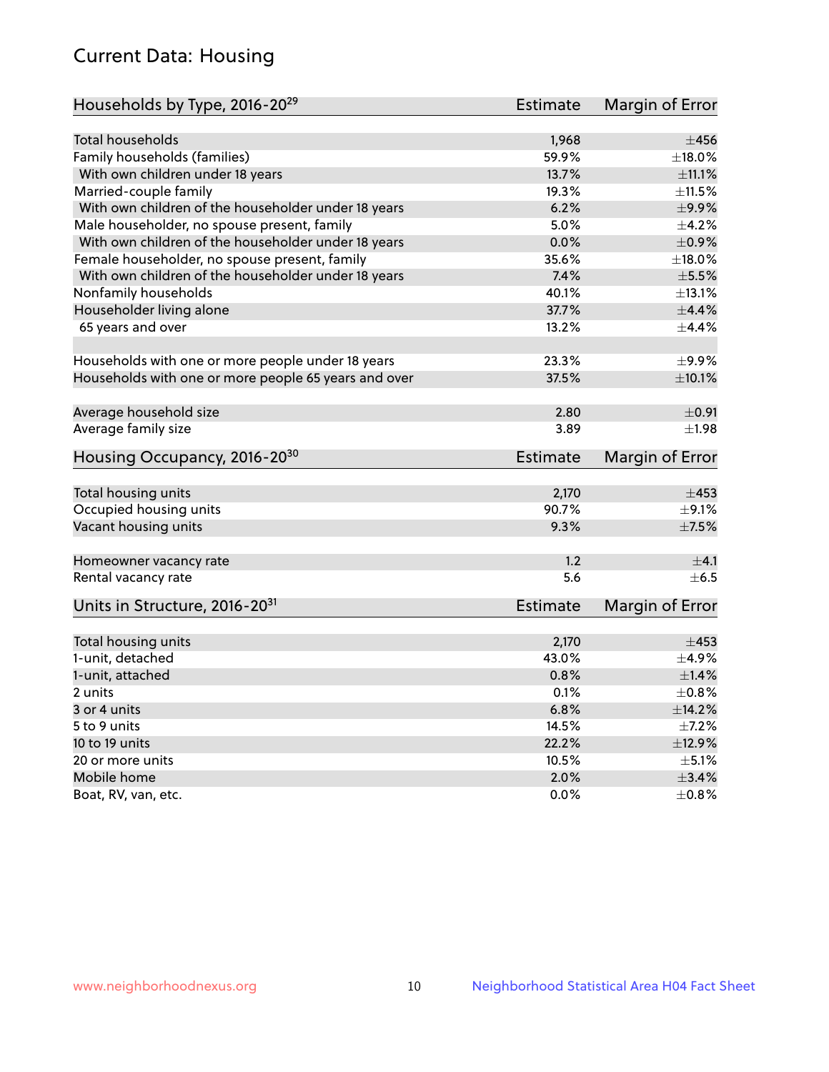# Current Data: Housing

| Households by Type, 2016-20[29] | Estimate | Margin of Error |
|---|---|---|
| Total households | 1,968 | ±456 |
| Family households (families) | 59.9% | ±18.0% |
| With own children under 18 years | 13.7% | ±11.1% |
| Married-couple family | 19.3% | ±11.5% |
| With own children of the householder under 18 years | 6.2% | ±9.9% |
| Male householder, no spouse present, family | 5.0% | ±4.2% |
| With own children of the householder under 18 years | 0.0% | ±0.9% |
| Female householder, no spouse present, family | 35.6% | ±18.0% |
| With own children of the householder under 18 years | 7.4% | ±5.5% |
| Nonfamily households | 40.1% | ±13.1% |
| Householder living alone | 37.7% | ±4.4% |
| 65 years and over | 13.2% | ±4.4% |
| | | |
| Households with one or more people under 18 years | 23.3% | ±9.9% |
| Households with one or more people 65 years and over | 37.5% | ±10.1% |
| | | |
| Average household size | 2.80 | ±0.91 |
| Average family size | 3.89 | ±1.98 |

| Housing Occupancy, 2016-20[30] | Estimate | Margin of Error |
|---|---|---|
| Total housing units | 2,170 | ±453 |
| Occupied housing units | 90.7% | ±9.1% |
| Vacant housing units | 9.3% | ±7.5% |
| | | |
| Homeowner vacancy rate | 1.2 | ±4.1 |
| Rental vacancy rate | 5.6 | ±6.5 |

| Units in Structure, 2016-20[31] | Estimate | Margin of Error |
|---|---|---|
| Total housing units | 2,170 | ±453 |
| 1-unit, detached | 43.0% | ±4.9% |
| 1-unit, attached | 0.8% | ±1.4% |
| 2 units | 0.1% | ±0.8% |
| 3 or 4 units | 6.8% | ±14.2% |
| 5 to 9 units | 14.5% | ±7.2% |
| 10 to 19 units | 22.2% | ±12.9% |
| 20 or more units | 10.5% | ±5.1% |
| Mobile home | 2.0% | ±3.4% |
| Boat, RV, van, etc. | 0.0% | ±0.8% |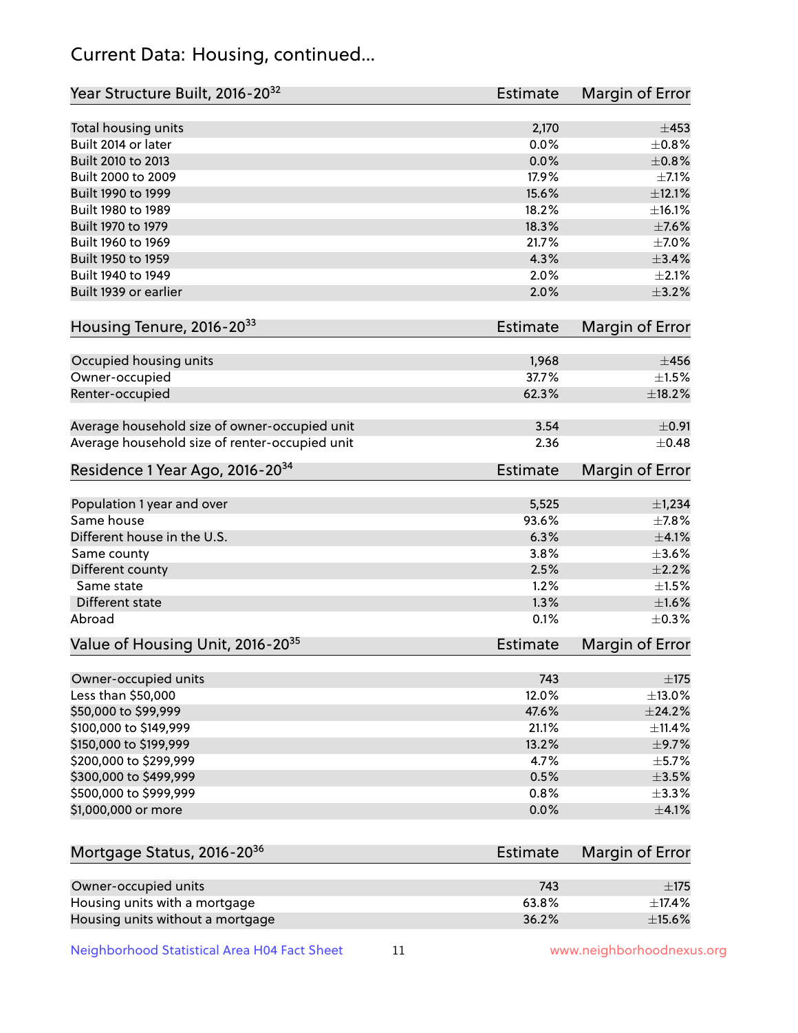## Current Data: Housing, continued...

| Year Structure Built, 2016-20[32] | Estimate | Margin of Error |
|---|---|---|
| Total housing units | 2,170 | ±453 |
| Built 2014 or later | 0.0% | ±0.8% |
| Built 2010 to 2013 | 0.0% | ±0.8% |
| Built 2000 to 2009 | 17.9% | ±7.1% |
| Built 1990 to 1999 | 15.6% | ±12.1% |
| Built 1980 to 1989 | 18.2% | ±16.1% |
| Built 1970 to 1979 | 18.3% | ±7.6% |
| Built 1960 to 1969 | 21.7% | ±7.0% |
| Built 1950 to 1959 | 4.3% | ±3.4% |
| Built 1940 to 1949 | 2.0% | ±2.1% |
| Built 1939 or earlier | 2.0% | ±3.2% |

| Housing Tenure, 2016-20[33] | Estimate | Margin of Error |
|---|---|---|
| Occupied housing units | 1,968 | ±456 |
| Owner-occupied | 37.7% | ±1.5% |
| Renter-occupied | 62.3% | ±18.2% |
| Average household size of owner-occupied unit | 3.54 | ±0.91 |
| Average household size of renter-occupied unit | 2.36 | ±0.48 |

| Residence 1 Year Ago, 2016-20[34] | Estimate | Margin of Error |
|---|---|---|
| Population 1 year and over | 5,525 | ±1,234 |
| Same house | 93.6% | ±7.8% |
| Different house in the U.S. | 6.3% | ±4.1% |
| Same county | 3.8% | ±3.6% |
| Different county | 2.5% | ±2.2% |
| Same state | 1.2% | ±1.5% |
| Different state | 1.3% | ±1.6% |
| Abroad | 0.1% | ±0.3% |

| Value of Housing Unit, 2016-20[35] | Estimate | Margin of Error |
|---|---|---|
| Owner-occupied units | 743 | ±175 |
| Less than $50,000 | 12.0% | ±13.0% |
| $50,000 to $99,999 | 47.6% | ±24.2% |
| $100,000 to $149,999 | 21.1% | ±11.4% |
| $150,000 to $199,999 | 13.2% | ±9.7% |
| $200,000 to $299,999 | 4.7% | ±5.7% |
| $300,000 to $499,999 | 0.5% | ±3.5% |
| $500,000 to $999,999 | 0.8% | ±3.3% |
| $1,000,000 or more | 0.0% | ±4.1% |

| Mortgage Status, 2016-20[36] | Estimate | Margin of Error |
|---|---|---|
| Owner-occupied units | 743 | ±175 |
| Housing units with a mortgage | 63.8% | ±17.4% |
| Housing units without a mortgage | 36.2% | ±15.6% |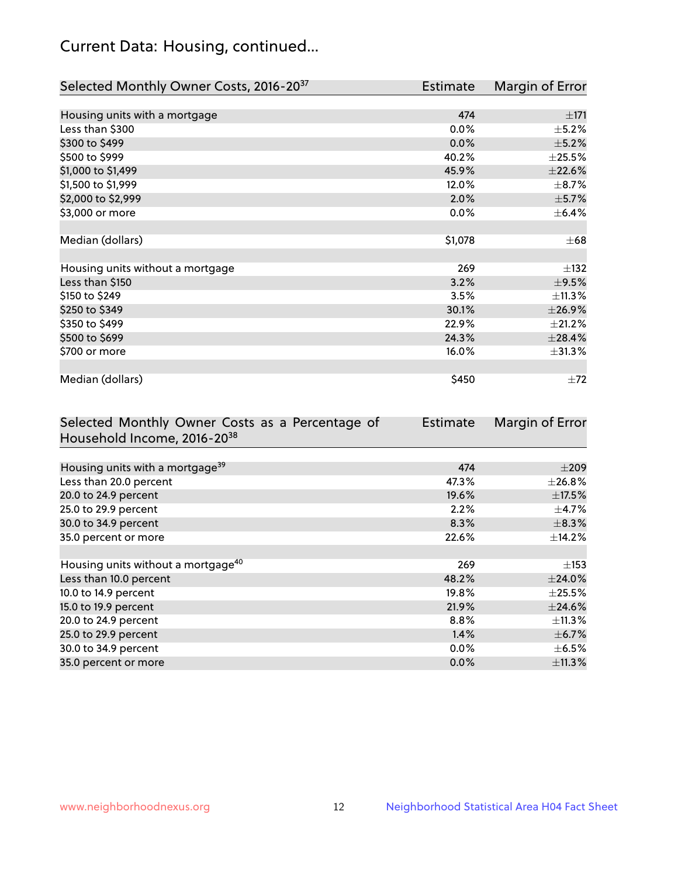## Current Data: Housing, continued...

| Selected Monthly Owner Costs, 2016-20[37] | Estimate | Margin of Error |
|---|---|---|
| Housing units with a mortgage | 474 | ±171 |
| Less than $300 | 0.0% | ±5.2% |
| $300 to $499 | 0.0% | ±5.2% |
| $500 to $999 | 40.2% | ±25.5% |
| $1,000 to $1,499 | 45.9% | ±22.6% |
| $1,500 to $1,999 | 12.0% | ±8.7% |
| $2,000 to $2,999 | 2.0% | ±5.7% |
| $3,000 or more | 0.0% | ±6.4% |
| | | |
| Median (dollars) | $1,078 | ±68 |
| | | |
| Housing units without a mortgage | 269 | ±132 |
| Less than $150 | 3.2% | ±9.5% |
| $150 to $249 | 3.5% | ±11.3% |
| $250 to $349 | 30.1% | ±26.9% |
| $350 to $499 | 22.9% | ±21.2% |
| $500 to $699 | 24.3% | ±28.4% |
| $700 or more | 16.0% | ±31.3% |
| | | |
| Median (dollars) | $450 | ±72 |

| Selected Monthly Owner Costs as a Percentage of Household Income, 2016-20[38] | Estimate | Margin of Error |
|---|---|---|
| Housing units with a mortgage[39] | 474 | ±209 |
| Less than 20.0 percent | 47.3% | ±26.8% |
| 20.0 to 24.9 percent | 19.6% | ±17.5% |
| 25.0 to 29.9 percent | 2.2% | ±4.7% |
| 30.0 to 34.9 percent | 8.3% | ±8.3% |
| 35.0 percent or more | 22.6% | ±14.2% |
| | | |
| Housing units without a mortgage[40] | 269 | ±153 |
| Less than 10.0 percent | 48.2% | ±24.0% |
| 10.0 to 14.9 percent | 19.8% | ±25.5% |
| 15.0 to 19.9 percent | 21.9% | ±24.6% |
| 20.0 to 24.9 percent | 8.8% | ±11.3% |
| 25.0 to 29.9 percent | 1.4% | ±6.7% |
| 30.0 to 34.9 percent | 0.0% | ±6.5% |
| 35.0 percent or more | 0.0% | ±11.3% |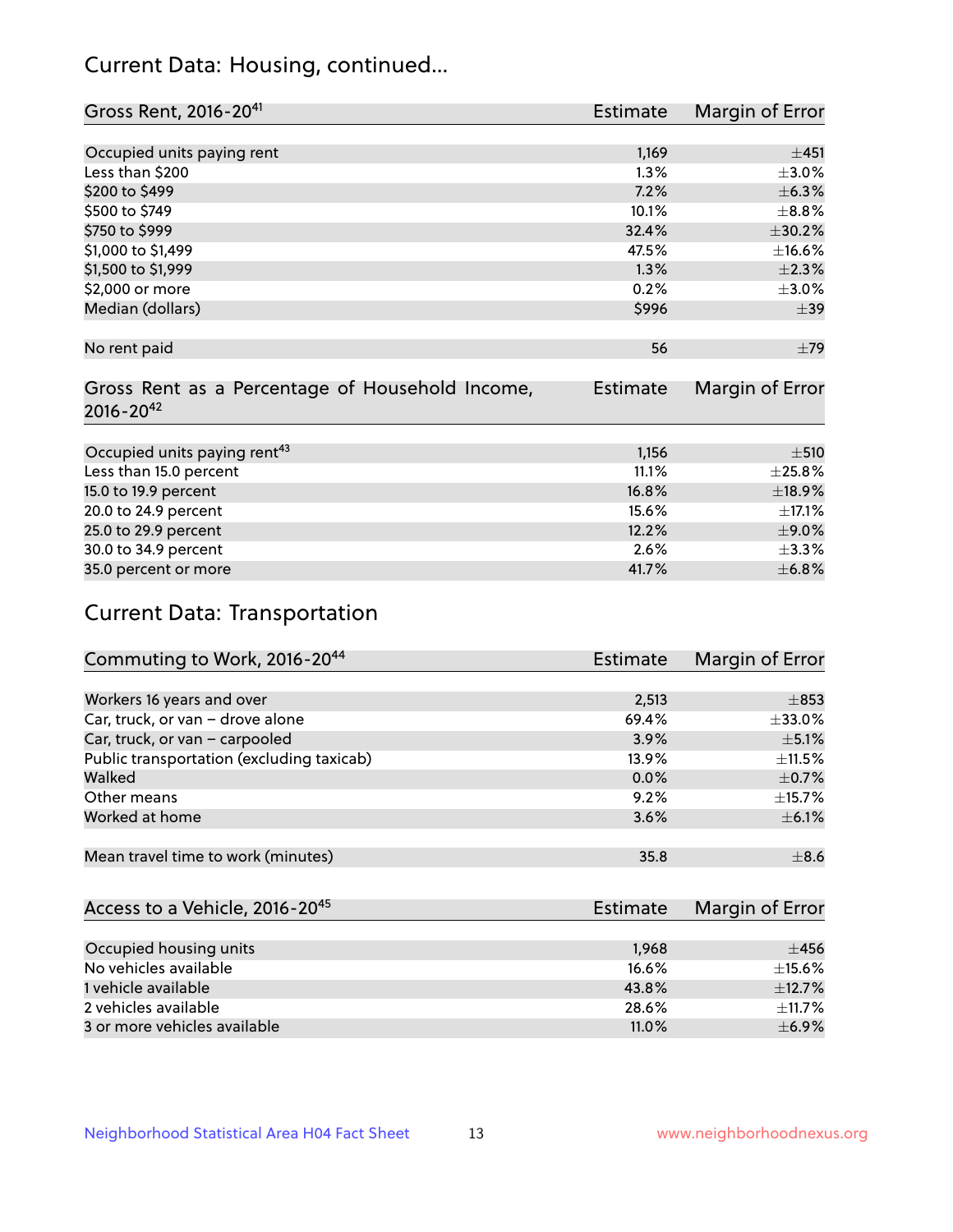## Current Data: Housing, continued...

| Gross Rent, 2016-20[41] | Estimate | Margin of Error |
|---|---|---|
| Occupied units paying rent | 1,169 | ±451 |
| Less than $200 | 1.3% | ±3.0% |
| $200 to $499 | 7.2% | ±6.3% |
| $500 to $749 | 10.1% | ±8.8% |
| $750 to $999 | 32.4% | ±30.2% |
| $1,000 to $1,499 | 47.5% | ±16.6% |
| $1,500 to $1,999 | 1.3% | ±2.3% |
| $2,000 or more | 0.2% | ±3.0% |
| Median (dollars) | $996 | ±39 |
| No rent paid | 56 | ±79 |

| Gross Rent as a Percentage of Household Income, 2016-20[42] | Estimate | Margin of Error |
|---|---|---|
| Occupied units paying rent[43] | 1,156 | ±510 |
| Less than 15.0 percent | 11.1% | ±25.8% |
| 15.0 to 19.9 percent | 16.8% | ±18.9% |
| 20.0 to 24.9 percent | 15.6% | ±17.1% |
| 25.0 to 29.9 percent | 12.2% | ±9.0% |
| 30.0 to 34.9 percent | 2.6% | ±3.3% |
| 35.0 percent or more | 41.7% | ±6.8% |

## Current Data: Transportation

| Commuting to Work, 2016-20[44] | Estimate | Margin of Error |
|---|---|---|
| Workers 16 years and over | 2,513 | ±853 |
| Car, truck, or van – drove alone | 69.4% | ±33.0% |
| Car, truck, or van – carpooled | 3.9% | ±5.1% |
| Public transportation (excluding taxicab) | 13.9% | ±11.5% |
| Walked | 0.0% | ±0.7% |
| Other means | 9.2% | ±15.7% |
| Worked at home | 3.6% | ±6.1% |
| Mean travel time to work (minutes) | 35.8 | ±8.6 |

| Access to a Vehicle, 2016-20[45] | Estimate | Margin of Error |
|---|---|---|
| Occupied housing units | 1,968 | ±456 |
| No vehicles available | 16.6% | ±15.6% |
| 1 vehicle available | 43.8% | ±12.7% |
| 2 vehicles available | 28.6% | ±11.7% |
| 3 or more vehicles available | 11.0% | ±6.9% |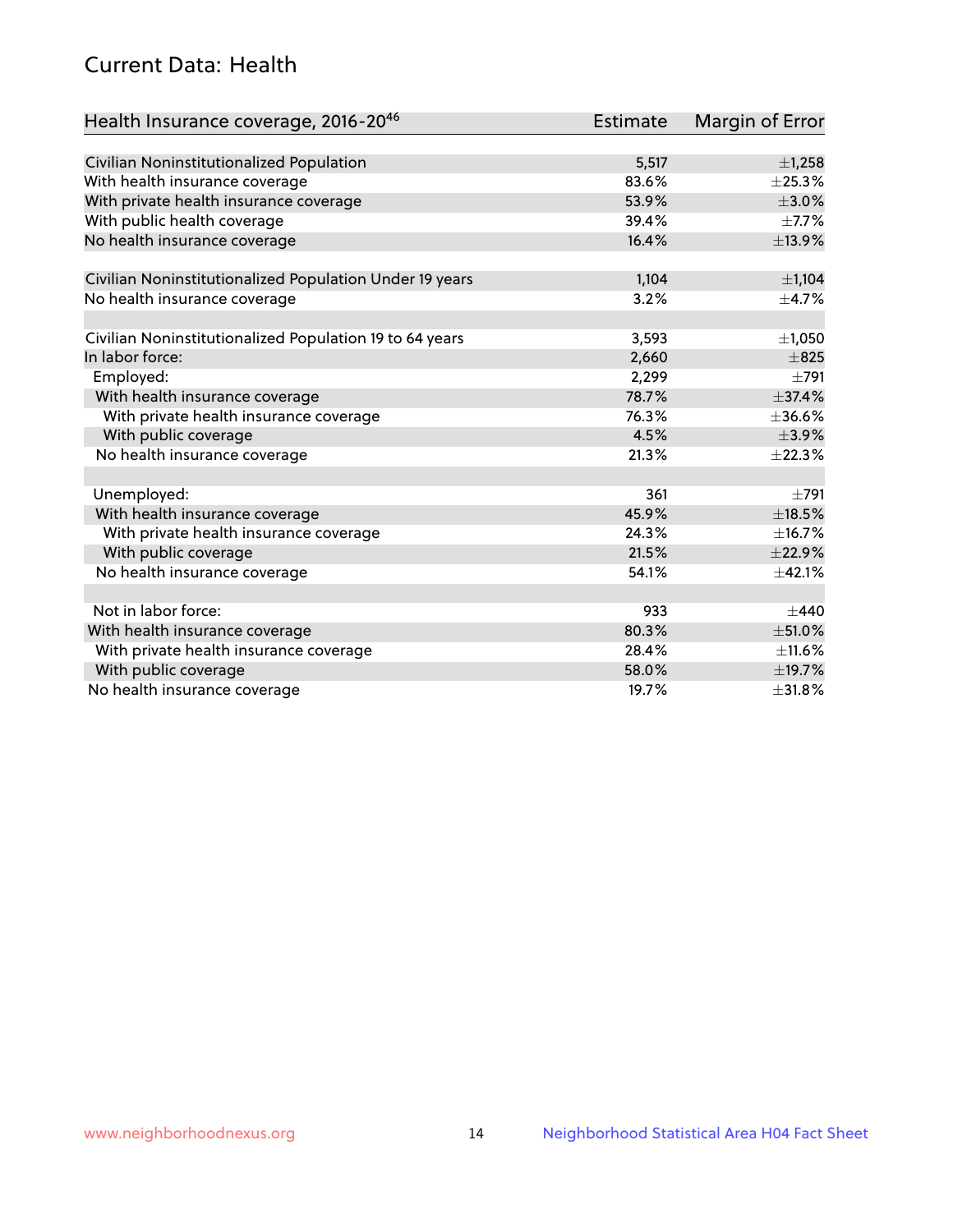# Current Data: Health

| Health Insurance coverage, 2016-20[46] | Estimate | Margin of Error |
|---|---|---|
| Civilian Noninstitutionalized Population | 5,517 | ±1,258 |
| With health insurance coverage | 83.6% | ±25.3% |
| With private health insurance coverage | 53.9% | ±3.0% |
| With public health coverage | 39.4% | ±7.7% |
| No health insurance coverage | 16.4% | ±13.9% |
| | | |
| Civilian Noninstitutionalized Population Under 19 years | 1,104 | ±1,104 |
| No health insurance coverage | 3.2% | ±4.7% |
| | | |
| Civilian Noninstitutionalized Population 19 to 64 years | 3,593 | ±1,050 |
| In labor force: | 2,660 | ±825 |
| Employed: | 2,299 | ±791 |
| With health insurance coverage | 78.7% | ±37.4% |
| With private health insurance coverage | 76.3% | ±36.6% |
| With public coverage | 4.5% | ±3.9% |
| No health insurance coverage | 21.3% | ±22.3% |
| | | |
| Unemployed: | 361 | ±791 |
| With health insurance coverage | 45.9% | ±18.5% |
| With private health insurance coverage | 24.3% | ±16.7% |
| With public coverage | 21.5% | ±22.9% |
| No health insurance coverage | 54.1% | ±42.1% |
| | | |
| Not in labor force: | 933 | ±440 |
| With health insurance coverage | 80.3% | ±51.0% |
| With private health insurance coverage | 28.4% | ±11.6% |
| With public coverage | 58.0% | ±19.7% |
| No health insurance coverage | 19.7% | ±31.8% |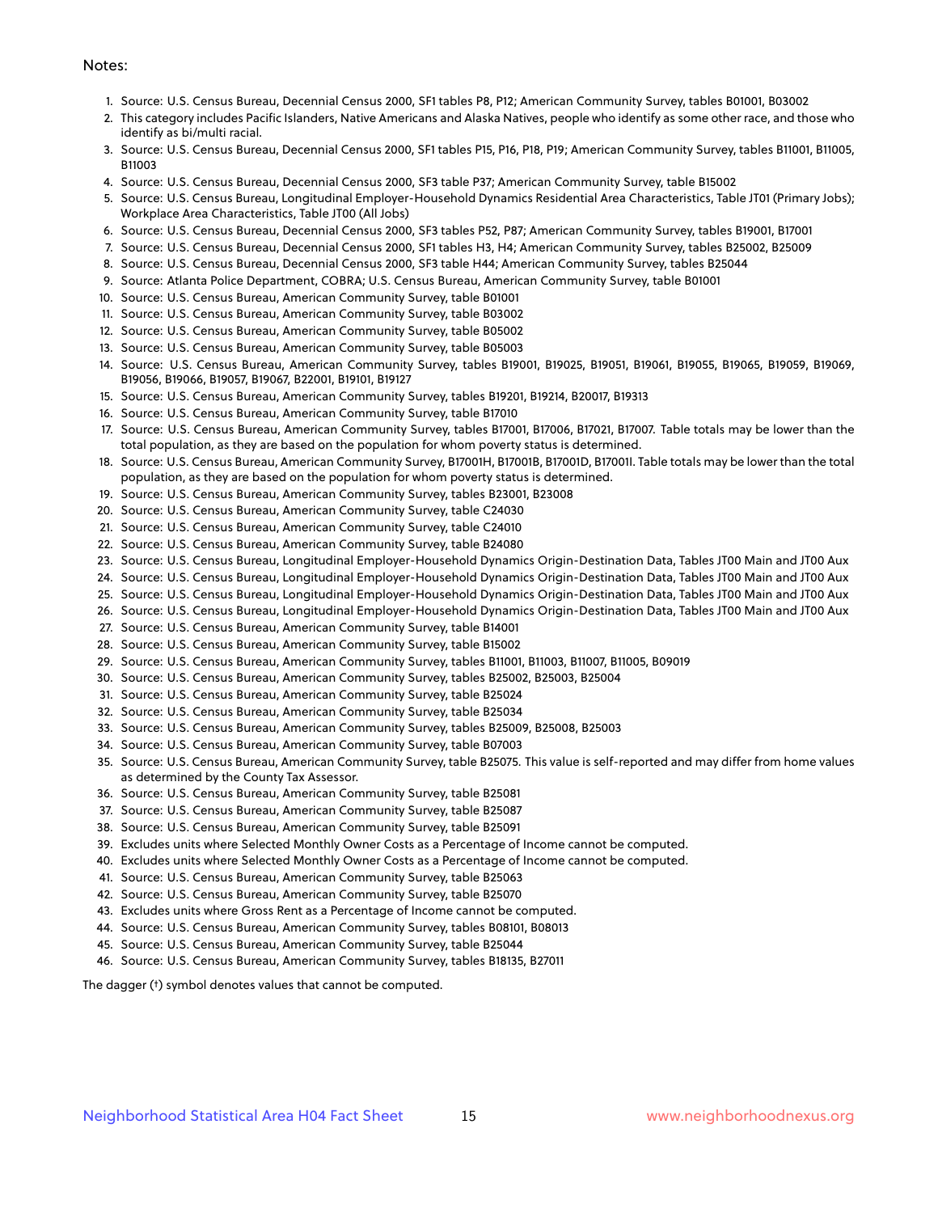Notes:

1. Source: U.S. Census Bureau, Decennial Census 2000, SF1 tables P8, P12; American Community Survey, tables B01001, B03002
2. This category includes Pacific Islanders, Native Americans and Alaska Natives, people who identify as some other race, and those who identify as bi/multi racial.
3. Source: U.S. Census Bureau, Decennial Census 2000, SF1 tables P15, P16, P18, P19; American Community Survey, tables B11001, B11005, B11003
4. Source: U.S. Census Bureau, Decennial Census 2000, SF3 table P37; American Community Survey, table B15002
5. Source: U.S. Census Bureau, Longitudinal Employer-Household Dynamics Residential Area Characteristics, Table JT01 (Primary Jobs); Workplace Area Characteristics, Table JT00 (All Jobs)
6. Source: U.S. Census Bureau, Decennial Census 2000, SF3 tables P52, P87; American Community Survey, tables B19001, B17001
7. Source: U.S. Census Bureau, Decennial Census 2000, SF1 tables H3, H4; American Community Survey, tables B25002, B25009
8. Source: U.S. Census Bureau, Decennial Census 2000, SF3 table H44; American Community Survey, tables B25044
9. Source: Atlanta Police Department, COBRA; U.S. Census Bureau, American Community Survey, table B01001
10. Source: U.S. Census Bureau, American Community Survey, table B01001
11. Source: U.S. Census Bureau, American Community Survey, table B03002
12. Source: U.S. Census Bureau, American Community Survey, table B05002
13. Source: U.S. Census Bureau, American Community Survey, table B05003
14. Source: U.S. Census Bureau, American Community Survey, tables B19001, B19025, B19051, B19061, B19055, B19065, B19059, B19069, B19056, B19066, B19057, B19067, B22001, B19101, B19127
15. Source: U.S. Census Bureau, American Community Survey, tables B19201, B19214, B20017, B19313
16. Source: U.S. Census Bureau, American Community Survey, table B17010
17. Source: U.S. Census Bureau, American Community Survey, tables B17001, B17006, B17021, B17007. Table totals may be lower than the total population, as they are based on the population for whom poverty status is determined.
18. Source: U.S. Census Bureau, American Community Survey, B17001H, B17001B, B17001D, B17001I. Table totals may be lower than the total population, as they are based on the population for whom poverty status is determined.
19. Source: U.S. Census Bureau, American Community Survey, tables B23001, B23008
20. Source: U.S. Census Bureau, American Community Survey, table C24030
21. Source: U.S. Census Bureau, American Community Survey, table C24010
22. Source: U.S. Census Bureau, American Community Survey, table B24080
23. Source: U.S. Census Bureau, Longitudinal Employer-Household Dynamics Origin-Destination Data, Tables JT00 Main and JT00 Aux
24. Source: U.S. Census Bureau, Longitudinal Employer-Household Dynamics Origin-Destination Data, Tables JT00 Main and JT00 Aux
25. Source: U.S. Census Bureau, Longitudinal Employer-Household Dynamics Origin-Destination Data, Tables JT00 Main and JT00 Aux
26. Source: U.S. Census Bureau, Longitudinal Employer-Household Dynamics Origin-Destination Data, Tables JT00 Main and JT00 Aux
27. Source: U.S. Census Bureau, American Community Survey, table B14001
28. Source: U.S. Census Bureau, American Community Survey, table B15002
29. Source: U.S. Census Bureau, American Community Survey, tables B11001, B11003, B11007, B11005, B09019
30. Source: U.S. Census Bureau, American Community Survey, tables B25002, B25003, B25004
31. Source: U.S. Census Bureau, American Community Survey, table B25024
32. Source: U.S. Census Bureau, American Community Survey, table B25034
33. Source: U.S. Census Bureau, American Community Survey, tables B25009, B25008, B25003
34. Source: U.S. Census Bureau, American Community Survey, table B07003
35. Source: U.S. Census Bureau, American Community Survey, table B25075. This value is self-reported and may differ from home values as determined by the County Tax Assessor.
36. Source: U.S. Census Bureau, American Community Survey, table B25081
37. Source: U.S. Census Bureau, American Community Survey, table B25087
38. Source: U.S. Census Bureau, American Community Survey, table B25091
39. Excludes units where Selected Monthly Owner Costs as a Percentage of Income cannot be computed.
40. Excludes units where Selected Monthly Owner Costs as a Percentage of Income cannot be computed.
41. Source: U.S. Census Bureau, American Community Survey, table B25063
42. Source: U.S. Census Bureau, American Community Survey, table B25070
43. Excludes units where Gross Rent as a Percentage of Income cannot be computed.
44. Source: U.S. Census Bureau, American Community Survey, tables B08101, B08013
45. Source: U.S. Census Bureau, American Community Survey, table B25044
46. Source: U.S. Census Bureau, American Community Survey, tables B18135, B27011

The dagger (†) symbol denotes values that cannot be computed.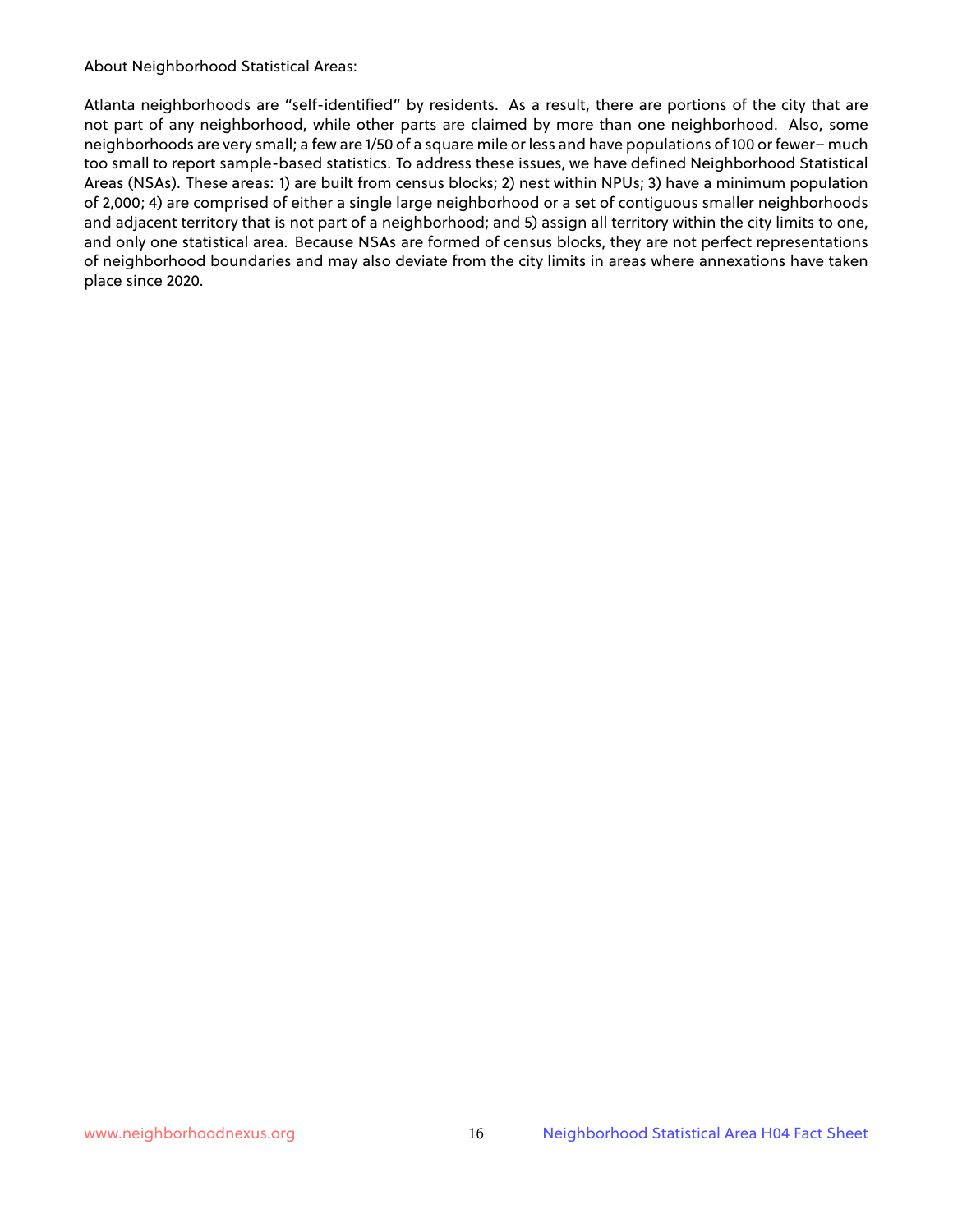About Neighborhood Statistical Areas:

Atlanta neighborhoods are "self-identified" by residents. As a result, there are portions of the city that are not part of any neighborhood, while other parts are claimed by more than one neighborhood. Also, some neighborhoods are very small; a few are 1/50 of a square mile or less and have populations of 100 or fewer– much too small to report sample-based statistics. To address these issues, we have defined Neighborhood Statistical Areas (NSAs). These areas: 1) are built from census blocks; 2) nest within NPUs; 3) have a minimum population of 2,000; 4) are comprised of either a single large neighborhood or a set of contiguous smaller neighborhoods and adjacent territory that is not part of a neighborhood; and 5) assign all territory within the city limits to one, and only one statistical area. Because NSAs are formed of census blocks, they are not perfect representations of neighborhood boundaries and may also deviate from the city limits in areas where annexations have taken place since 2020.